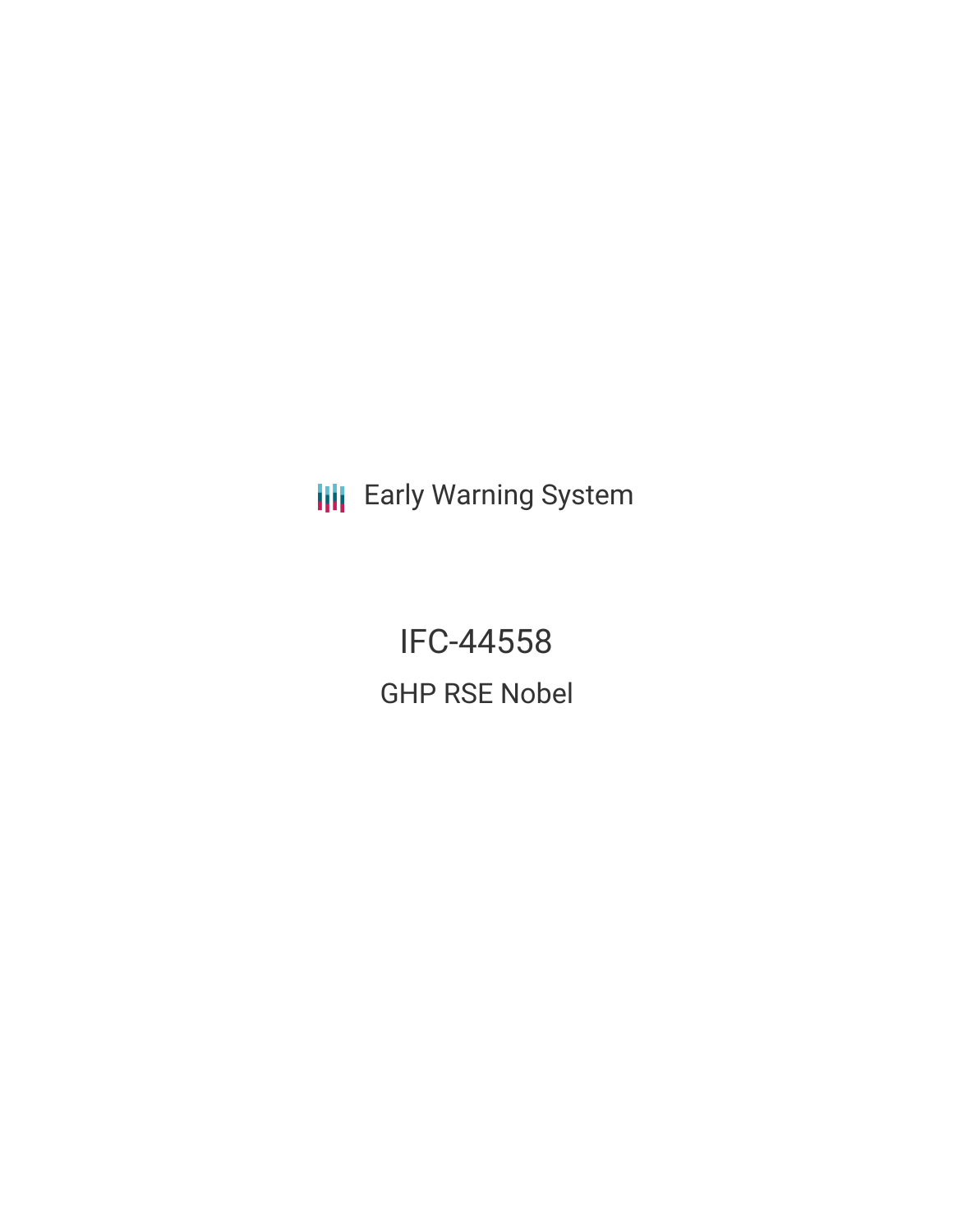Early Warning System

# IFC-44558

## GHP RSE Nobel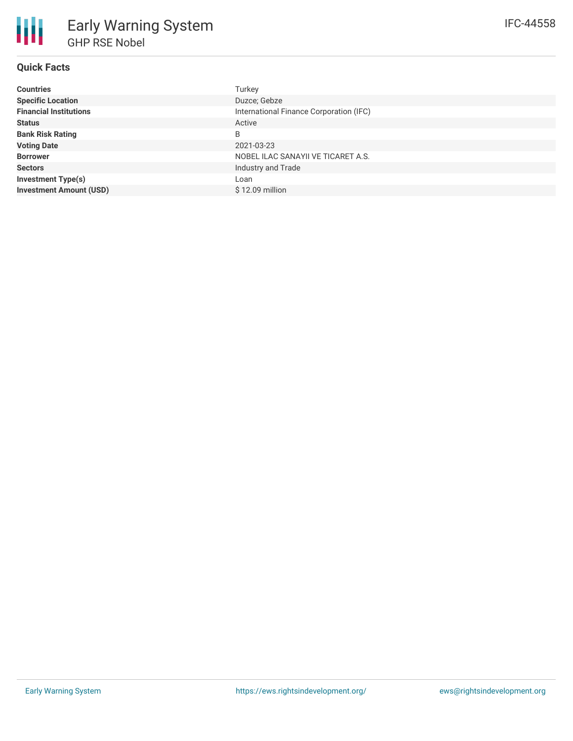# Early Warning System

## GHP RSE Nobel

IFC-44558

### Quick Facts

| | |
|---|---|
| **Countries** | Turkey |
| **Specific Location** | Duzce; Gebze |
| **Financial Institutions** | International Finance Corporation (IFC) |
| **Status** | Active |
| **Bank Risk Rating** | B |
| **Voting Date** | 2021-03-23 |
| **Borrower** | NOBEL ILAC SANAYII VE TICARET A.S. |
| **Sectors** | Industry and Trade |
| **Investment Type(s)** | Loan |
| **Investment Amount (USD)** | $ 12.09 million |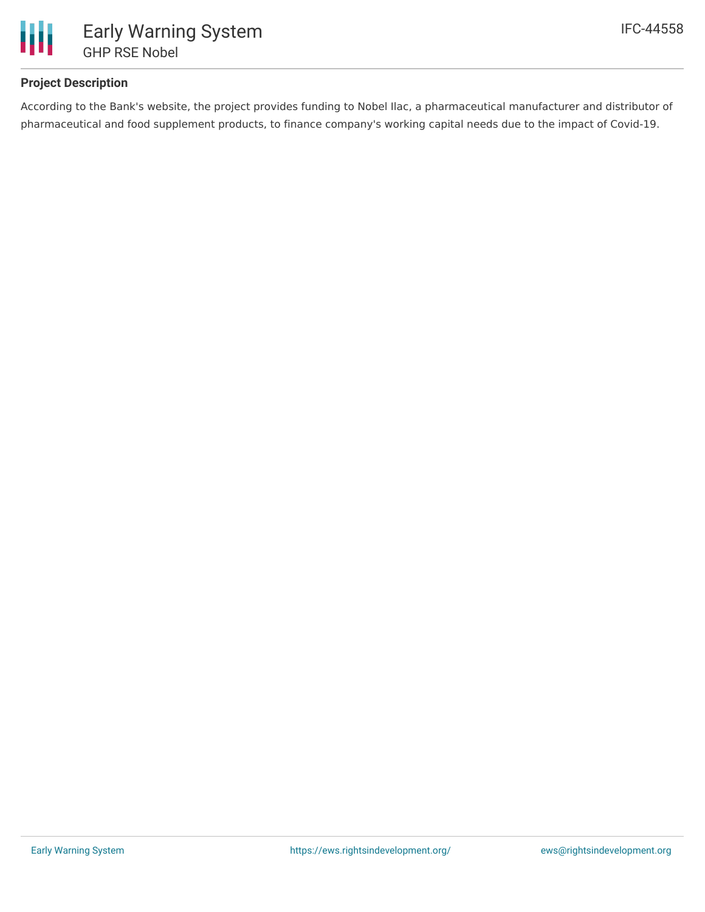## Project Description

According to the Bank's website, the project provides funding to Nobel Ilac, a pharmaceutical manufacturer and distributor of pharmaceutical and food supplement products, to finance company's working capital needs due to the impact of Covid-19.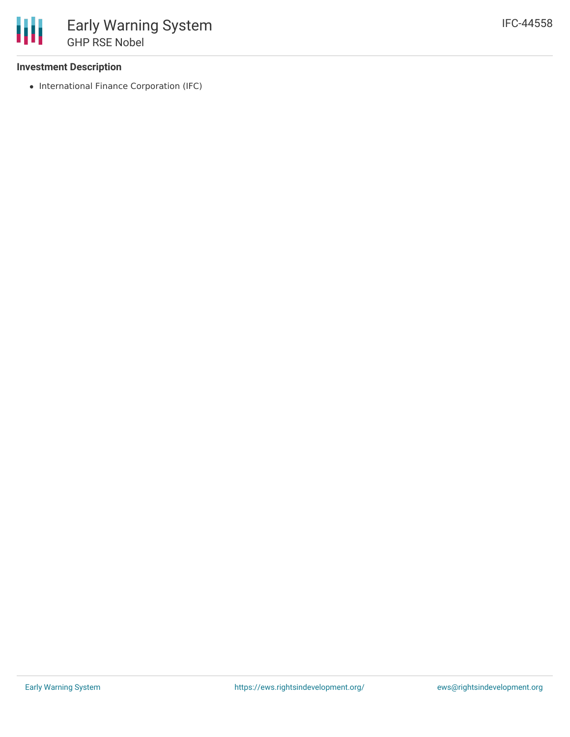### Investment Description

- International Finance Corporation (IFC)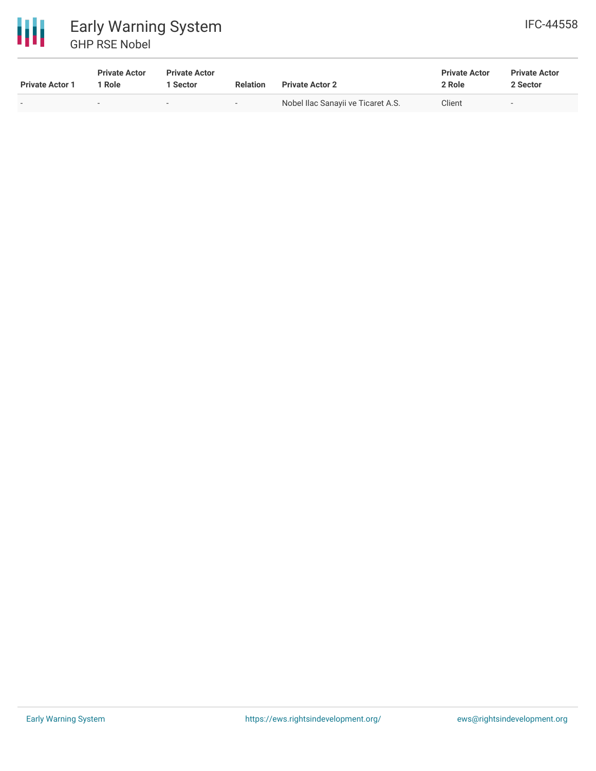| Private Actor 1 | Private Actor 1 Role | Private Actor 1 Sector | Relation | Private Actor 2 | Private Actor 2 Role | Private Actor 2 Sector |
|---|---|---|---|---|---|---|
| - | - | - | - | Nobel Ilac Sanayii ve Ticaret A.S. | Client | - |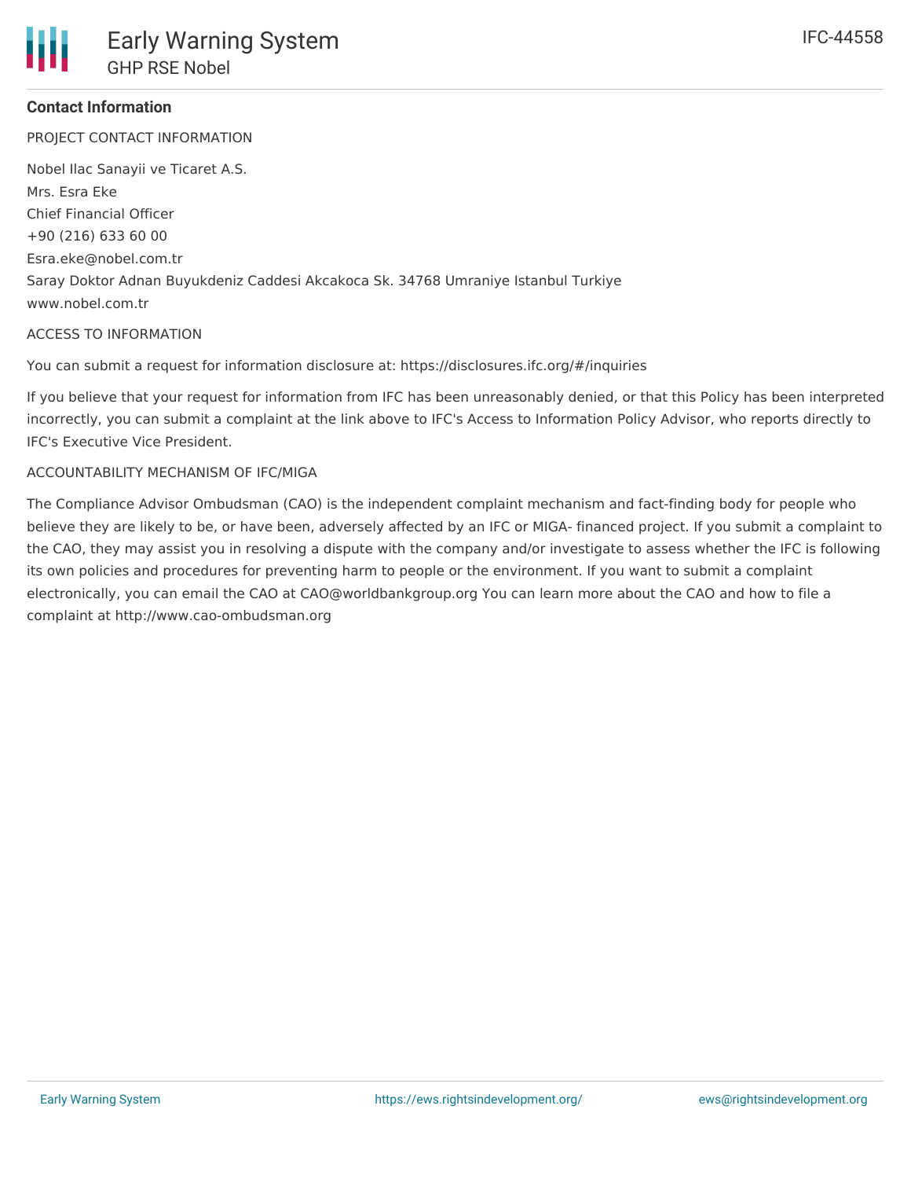## Contact Information

PROJECT CONTACT INFORMATION

Nobel Ilac Sanayii ve Ticaret A.S.
Mrs. Esra Eke
Chief Financial Officer
+90 (216) 633 60 00
Esra.eke@nobel.com.tr
Saray Doktor Adnan Buyukdeniz Caddesi Akcakoca Sk. 34768 Umraniye Istanbul Turkiye
www.nobel.com.tr

ACCESS TO INFORMATION

You can submit a request for information disclosure at: https://disclosures.ifc.org/#/inquiries

If you believe that your request for information from IFC has been unreasonably denied, or that this Policy has been interpreted incorrectly, you can submit a complaint at the link above to IFC's Access to Information Policy Advisor, who reports directly to IFC's Executive Vice President.

ACCOUNTABILITY MECHANISM OF IFC/MIGA

The Compliance Advisor Ombudsman (CAO) is the independent complaint mechanism and fact-finding body for people who believe they are likely to be, or have been, adversely affected by an IFC or MIGA- financed project. If you submit a complaint to the CAO, they may assist you in resolving a dispute with the company and/or investigate to assess whether the IFC is following its own policies and procedures for preventing harm to people or the environment. If you want to submit a complaint electronically, you can email the CAO at CAO@worldbankgroup.org You can learn more about the CAO and how to file a complaint at http://www.cao-ombudsman.org